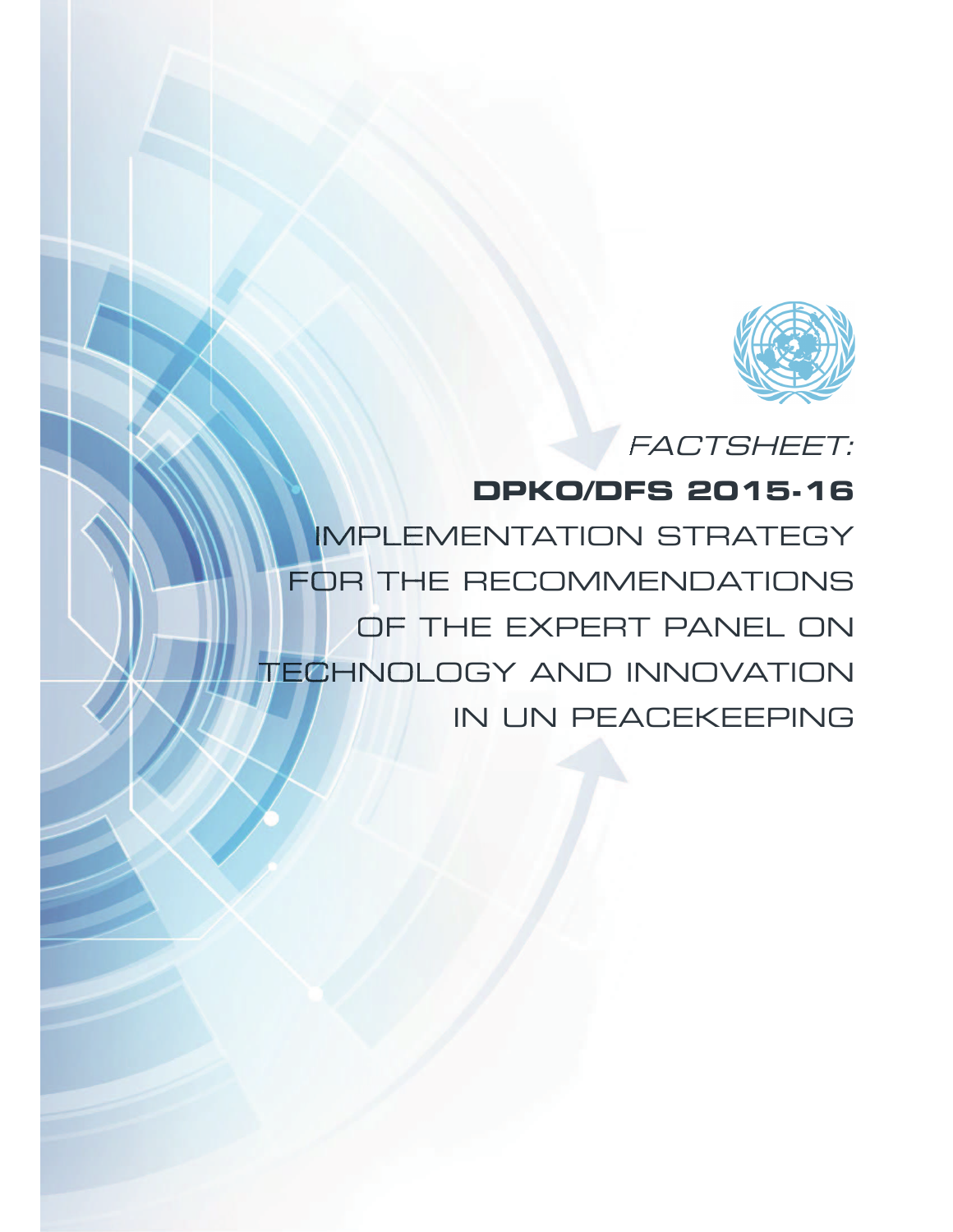*FACTSHEET:*

# DPKO/DFS 2015-16

# IMPLEMENTATION STRATEGY FOR THE RECOMMENDATIONS OF THE EXPERT PANEL ON TECHNOLOGY AND INNOVATION IN UN PEACEKEEPING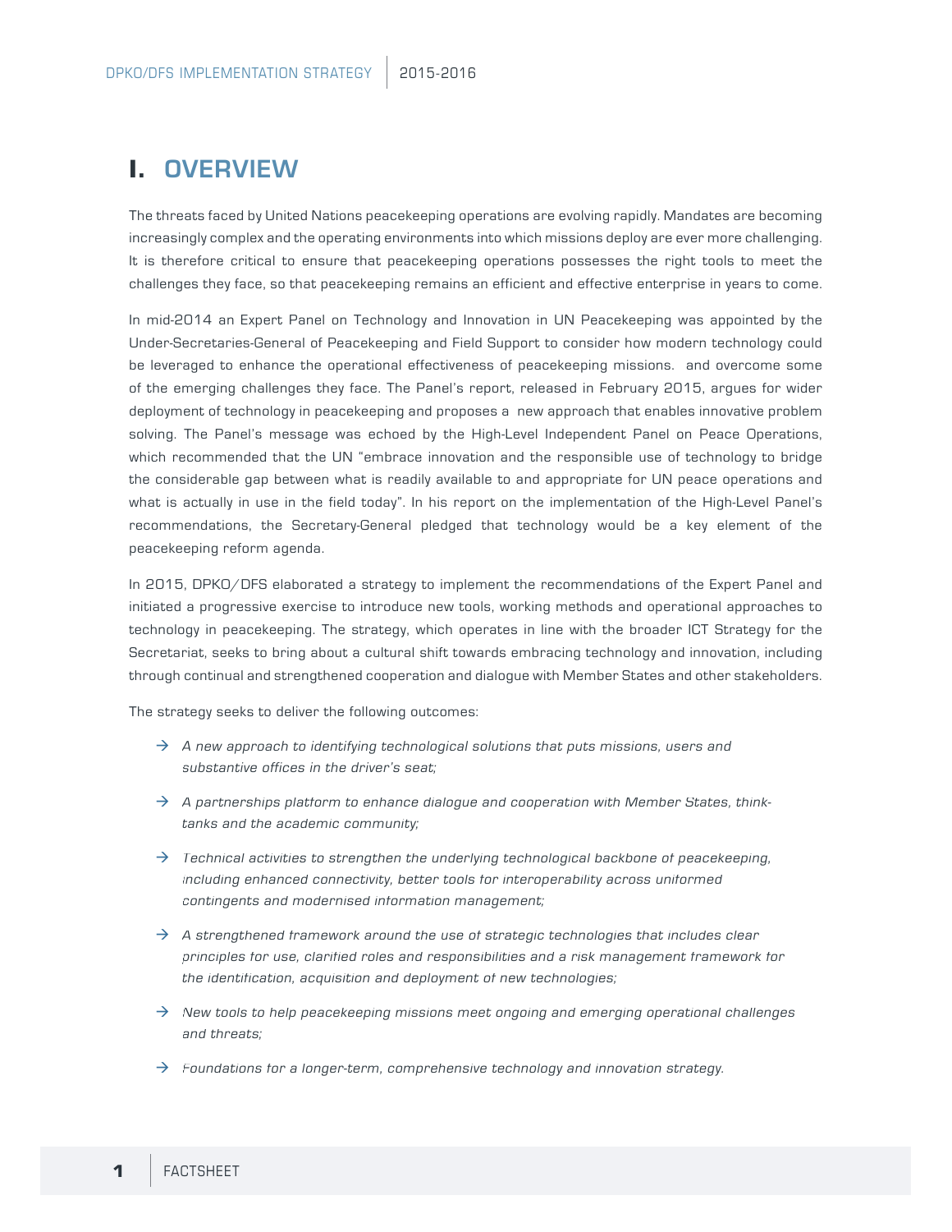# I. OVERVIEW

The threats faced by United Nations peacekeeping operations are evolving rapidly. Mandates are becoming increasingly complex and the operating environments into which missions deploy are ever more challenging. It is therefore critical to ensure that peacekeeping operations possesses the right tools to meet the challenges they face, so that peacekeeping remains an efficient and effective enterprise in years to come.

In mid-2014 an Expert Panel on Technology and Innovation in UN Peacekeeping was appointed by the Under-Secretaries-General of Peacekeeping and Field Support to consider how modern technology could be leveraged to enhance the operational effectiveness of peacekeeping missions. and overcome some of the emerging challenges they face. The Panel's report, released in February 2015, argues for wider deployment of technology in peacekeeping and proposes a new approach that enables innovative problem solving. The Panel's message was echoed by the High-Level Independent Panel on Peace Operations, which recommended that the UN "embrace innovation and the responsible use of technology to bridge the considerable gap between what is readily available to and appropriate for UN peace operations and what is actually in use in the field today". In his report on the implementation of the High-Level Panel's recommendations, the Secretary-General pledged that technology would be a key element of the peacekeeping reform agenda.

In 2015, DPKO/DFS elaborated a strategy to implement the recommendations of the Expert Panel and initiated a progressive exercise to introduce new tools, working methods and operational approaches to technology in peacekeeping. The strategy, which operates in line with the broader ICT Strategy for the Secretariat, seeks to bring about a cultural shift towards embracing technology and innovation, including through continual and strengthened cooperation and dialogue with Member States and other stakeholders.

The strategy seeks to deliver the following outcomes:

- *A new approach to identifying technological solutions that puts missions, users and substantive offices in the driver's seat;*
- *A partnerships platform to enhance dialogue and cooperation with Member States, think-tanks and the academic community;*
- *Technical activities to strengthen the underlying technological backbone of peacekeeping, including enhanced connectivity, better tools for interoperability across uniformed contingents and modernised information management;*
- *A strengthened framework around the use of strategic technologies that includes clear principles for use, clarified roles and responsibilities and a risk management framework for the identification, acquisition and deployment of new technologies;*
- *New tools to help peacekeeping missions meet ongoing and emerging operational challenges and threats;*
- *Foundations for a longer-term, comprehensive technology and innovation strategy.*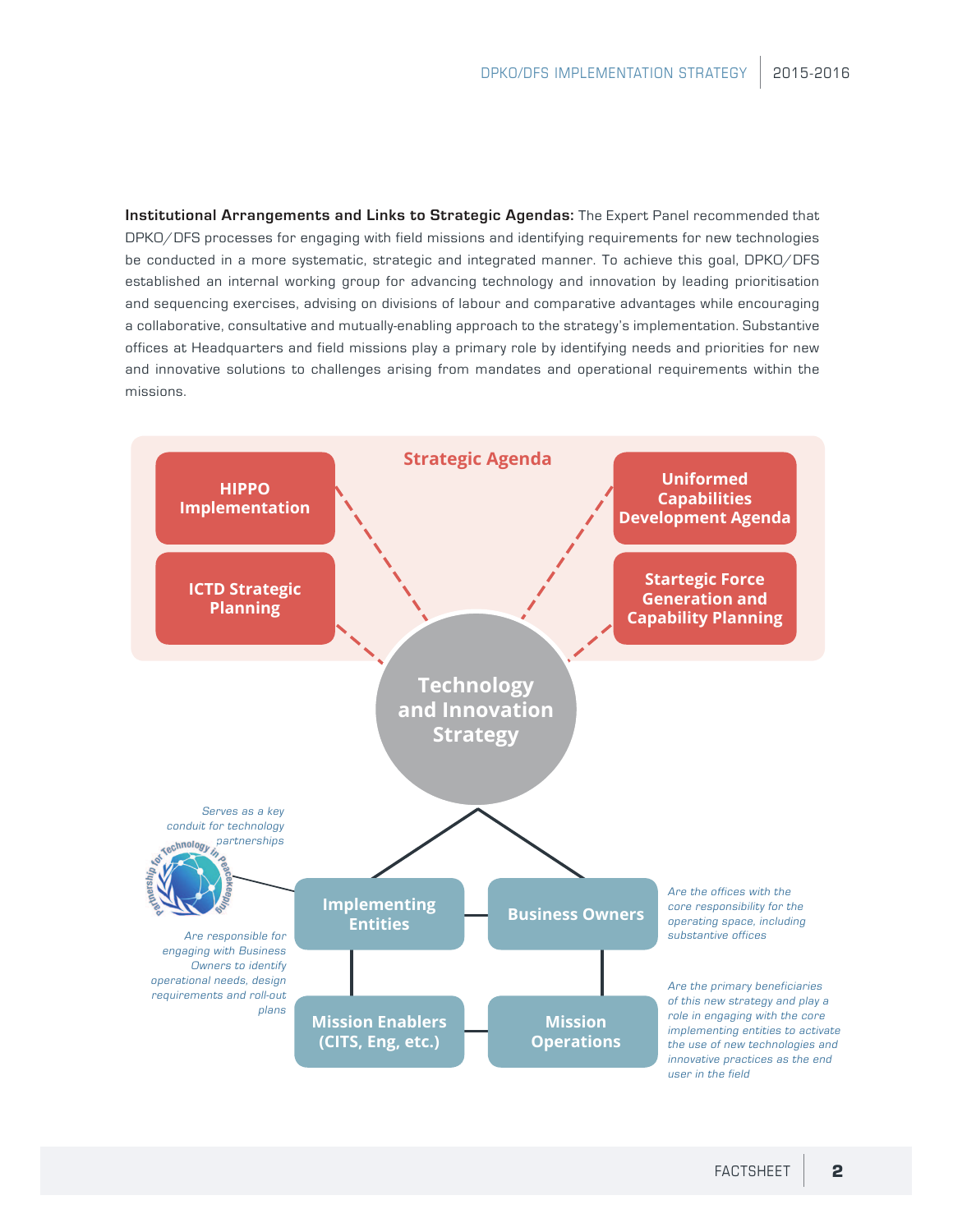**Institutional Arrangements and Links to Strategic Agendas:** The Expert Panel recommended that DPKO/DFS processes for engaging with field missions and identifying requirements for new technologies be conducted in a more systematic, strategic and integrated manner. To achieve this goal, DPKO/DFS established an internal working group for advancing technology and innovation by leading prioritisation and sequencing exercises, advising on divisions of labour and comparative advantages while encouraging a collaborative, consultative and mutually-enabling approach to the strategy's implementation. Substantive offices at Headquarters and field missions play a primary role by identifying needs and priorities for new and innovative solutions to challenges arising from mandates and operational requirements within the missions.

**Strategic Agenda**

- HIPPO Implementation
- ICTD Strategic Planning
- Uniformed Capabilities Development Agenda
- Startegic Force Generation and Capability Planning

**Technology and Innovation Strategy**

- **Partnership for Technology in Peacekeeping**: *Serves as a key conduit for technology partnerships*
- **Implementing Entities**: *Are responsible for engaging with Business Owners to identify operational needs, design requirements and roll-out plans*
- **Business Owners**: *Are the offices with the core responsibility for the operating space, including substantive offices*
- **Mission Enablers (CITS, Eng, etc.)**
- **Mission Operations**: *Are the primary beneficiaries of this new strategy and play a role in engaging with the core implementing entities to activate the use of new technologies and innovative practices as the end user in the field*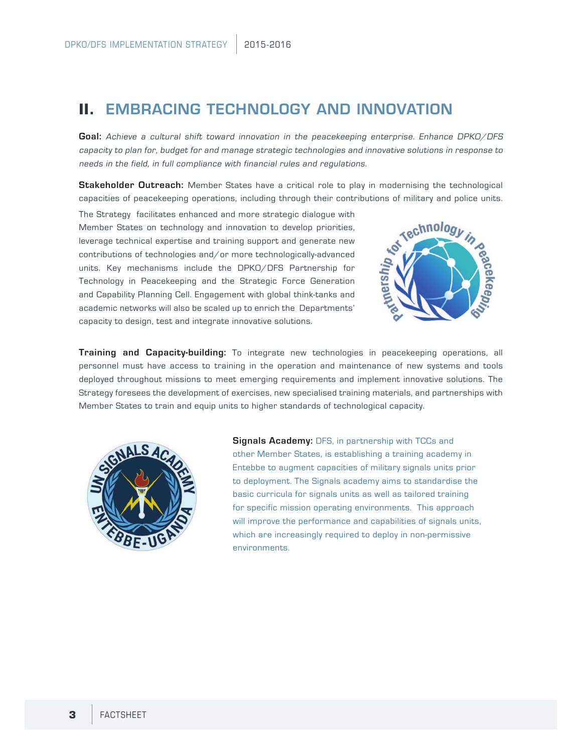## II. EMBRACING TECHNOLOGY AND INNOVATION

**Goal:** *Achieve a cultural shift toward innovation in the peacekeeping enterprise. Enhance DPKO/DFS capacity to plan for, budget for and manage strategic technologies and innovative solutions in response to needs in the field, in full compliance with financial rules and regulations.*

**Stakeholder Outreach:** Member States have a critical role to play in modernising the technological capacities of peacekeeping operations, including through their contributions of military and police units. The Strategy facilitates enhanced and more strategic dialogue with Member States on technology and innovation to develop priorities, leverage technical expertise and training support and generate new contributions of technologies and/or more technologically-advanced units. Key mechanisms include the DPKO/DFS Partnership for Technology in Peacekeeping and the Strategic Force Generation and Capability Planning Cell. Engagement with global think-tanks and academic networks will also be scaled up to enrich the Departments' capacity to design, test and integrate innovative solutions.

**Training and Capacity-building:** To integrate new technologies in peacekeeping operations, all personnel must have access to training in the operation and maintenance of new systems and tools deployed throughout missions to meet emerging requirements and implement innovative solutions. The Strategy foresees the development of exercises, new specialised training materials, and partnerships with Member States to train and equip units to higher standards of technological capacity.

**Signals Academy:** DFS, in partnership with TCCs and other Member States, is establishing a training academy in Entebbe to augment capacities of military signals units prior to deployment. The Signals academy aims to standardise the basic curricula for signals units as well as tailored training for specific mission operating environments. This approach will improve the performance and capabilities of signals units, which are increasingly required to deploy in non-permissive environments.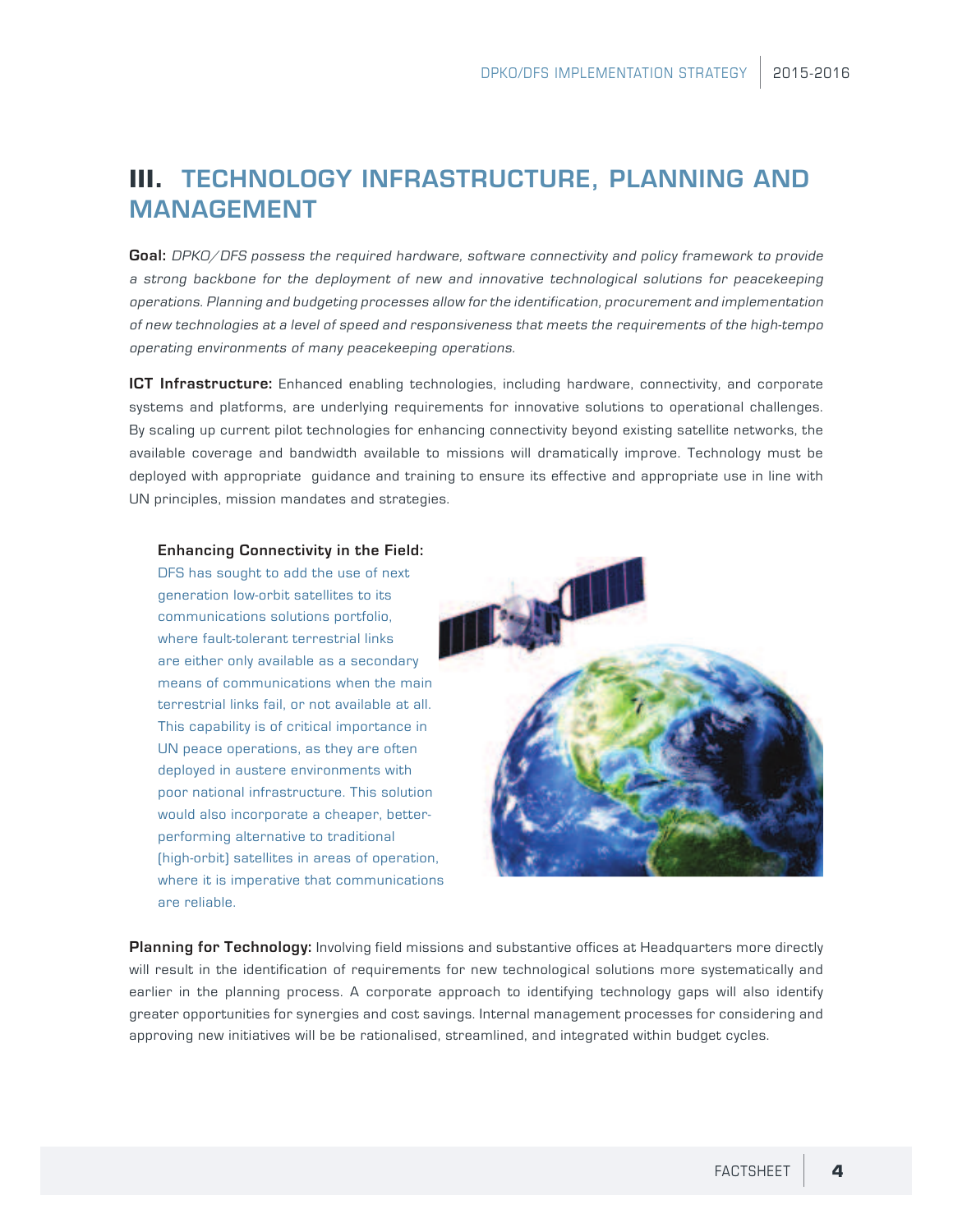# III. TECHNOLOGY INFRASTRUCTURE, PLANNING AND MANAGEMENT

**Goal:** *DPKO/DFS possess the required hardware, software connectivity and policy framework to provide a strong backbone for the deployment of new and innovative technological solutions for peacekeeping operations. Planning and budgeting processes allow for the identification, procurement and implementation of new technologies at a level of speed and responsiveness that meets the requirements of the high-tempo operating environments of many peacekeeping operations.*

**ICT Infrastructure:** Enhanced enabling technologies, including hardware, connectivity, and corporate systems and platforms, are underlying requirements for innovative solutions to operational challenges. By scaling up current pilot technologies for enhancing connectivity beyond existing satellite networks, the available coverage and bandwidth available to missions will dramatically improve. Technology must be deployed with appropriate guidance and training to ensure its effective and appropriate use in line with UN principles, mission mandates and strategies.

**Enhancing Connectivity in the Field:**

DFS has sought to add the use of next generation low-orbit satellites to its communications solutions portfolio, where fault-tolerant terrestrial links are either only available as a secondary means of communications when the main terrestrial links fail, or not available at all. This capability is of critical importance in UN peace operations, as they are often deployed in austere environments with poor national infrastructure. This solution would also incorporate a cheaper, better-performing alternative to traditional (high-orbit) satellites in areas of operation, where it is imperative that communications are reliable.

**Planning for Technology:** Involving field missions and substantive offices at Headquarters more directly will result in the identification of requirements for new technological solutions more systematically and earlier in the planning process. A corporate approach to identifying technology gaps will also identify greater opportunities for synergies and cost savings. Internal management processes for considering and approving new initiatives will be be rationalised, streamlined, and integrated within budget cycles.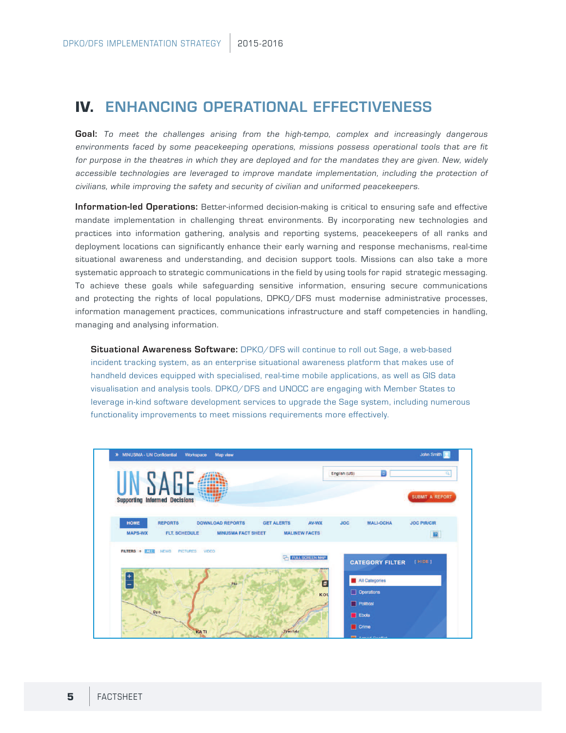# IV. ENHANCING OPERATIONAL EFFECTIVENESS

**Goal:** *To meet the challenges arising from the high-tempo, complex and increasingly dangerous environments faced by some peacekeeping operations, missions possess operational tools that are fit for purpose in the theatres in which they are deployed and for the mandates they are given. New, widely accessible technologies are leveraged to improve mandate implementation, including the protection of civilians, while improving the safety and security of civilian and uniformed peacekeepers.*

**Information-led Operations:** Better-informed decision-making is critical to ensuring safe and effective mandate implementation in challenging threat environments. By incorporating new technologies and practices into information gathering, analysis and reporting systems, peacekeepers of all ranks and deployment locations can significantly enhance their early warning and response mechanisms, real-time situational awareness and understanding, and decision support tools. Missions can also take a more systematic approach to strategic communications in the field by using tools for rapid strategic messaging. To achieve these goals while safeguarding sensitive information, ensuring secure communications and protecting the rights of local populations, DPKO/DFS must modernise administrative processes, information management practices, communications infrastructure and staff competencies in handling, managing and analysing information.

**Situational Awareness Software:** DPKO/DFS will continue to roll out Sage, a web-based incident tracking system, as an enterprise situational awareness platform that makes use of handheld devices equipped with specialised, real-time mobile applications, as well as GIS data visualisation and analysis tools. DPKO/DFS and UNOCC are engaging with Member States to leverage in-kind software development services to upgrade the Sage system, including numerous functionality improvements to meet missions requirements more effectively.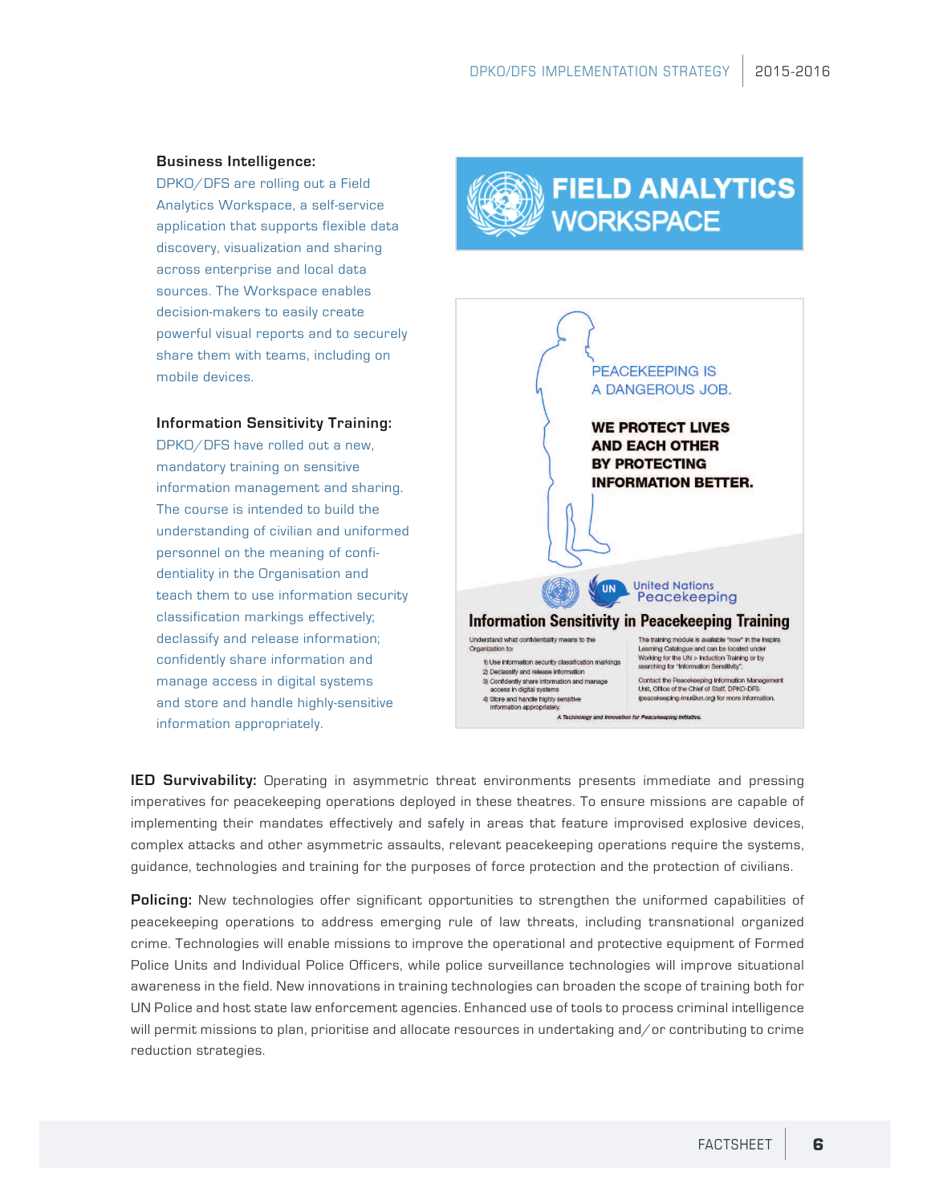**Business Intelligence:**
DPKO/DFS are rolling out a Field Analytics Workspace, a self-service application that supports flexible data discovery, visualization and sharing across enterprise and local data sources. The Workspace enables decision-makers to easily create powerful visual reports and to securely share them with teams, including on mobile devices.

**Information Sensitivity Training:**
DPKO/DFS have rolled out a new, mandatory training on sensitive information management and sharing. The course is intended to build the understanding of civilian and uniformed personnel on the meaning of confidentiality in the Organisation and teach them to use information security classification markings effectively; declassify and release information; confidently share information and manage access in digital systems and store and handle highly-sensitive information appropriately.

**IED Survivability:** Operating in asymmetric threat environments presents immediate and pressing imperatives for peacekeeping operations deployed in these theatres. To ensure missions are capable of implementing their mandates effectively and safely in areas that feature improvised explosive devices, complex attacks and other asymmetric assaults, relevant peacekeeping operations require the systems, guidance, technologies and training for the purposes of force protection and the protection of civilians.

**Policing:** New technologies offer significant opportunities to strengthen the uniformed capabilities of peacekeeping operations to address emerging rule of law threats, including transnational organized crime. Technologies will enable missions to improve the operational and protective equipment of Formed Police Units and Individual Police Officers, while police surveillance technologies will improve situational awareness in the field. New innovations in training technologies can broaden the scope of training both for UN Police and host state law enforcement agencies. Enhanced use of tools to process criminal intelligence will permit missions to plan, prioritise and allocate resources in undertaking and/or contributing to crime reduction strategies.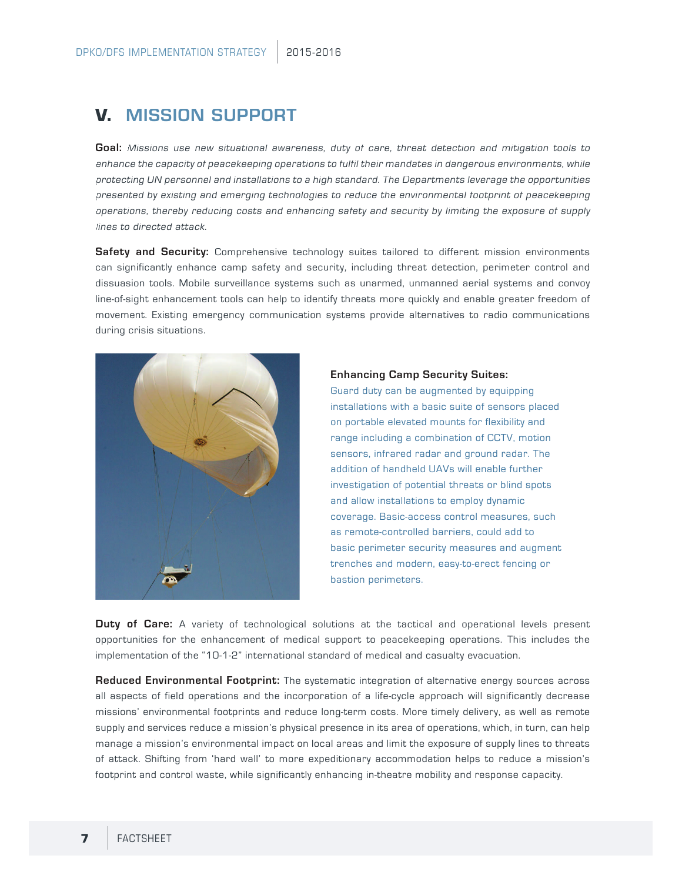# V. MISSION SUPPORT

**Goal:** *Missions use new situational awareness, duty of care, threat detection and mitigation tools to enhance the capacity of peacekeeping operations to fulfil their mandates in dangerous environments, while protecting UN personnel and installations to a high standard. The Departments leverage the opportunities presented by existing and emerging technologies to reduce the environmental footprint of peacekeeping operations, thereby reducing costs and enhancing safety and security by limiting the exposure of supply lines to directed attack.*

**Safety and Security:** Comprehensive technology suites tailored to different mission environments can significantly enhance camp safety and security, including threat detection, perimeter control and dissuasion tools. Mobile surveillance systems such as unarmed, unmanned aerial systems and convoy line-of-sight enhancement tools can help to identify threats more quickly and enable greater freedom of movement. Existing emergency communication systems provide alternatives to radio communications during crisis situations.

**Enhancing Camp Security Suites:**

Guard duty can be augmented by equipping installations with a basic suite of sensors placed on portable elevated mounts for flexibility and range including a combination of CCTV, motion sensors, infrared radar and ground radar. The addition of handheld UAVs will enable further investigation of potential threats or blind spots and allow installations to employ dynamic coverage. Basic-access control measures, such as remote-controlled barriers, could add to basic perimeter security measures and augment trenches and modern, easy-to-erect fencing or bastion perimeters.

**Duty of Care:** A variety of technological solutions at the tactical and operational levels present opportunities for the enhancement of medical support to peacekeeping operations. This includes the implementation of the "10-1-2" international standard of medical and casualty evacuation.

**Reduced Environmental Footprint:** The systematic integration of alternative energy sources across all aspects of field operations and the incorporation of a life-cycle approach will significantly decrease missions' environmental footprints and reduce long-term costs. More timely delivery, as well as remote supply and services reduce a mission's physical presence in its area of operations, which, in turn, can help manage a mission's environmental impact on local areas and limit the exposure of supply lines to threats of attack. Shifting from 'hard wall' to more expeditionary accommodation helps to reduce a mission's footprint and control waste, while significantly enhancing in-theatre mobility and response capacity.